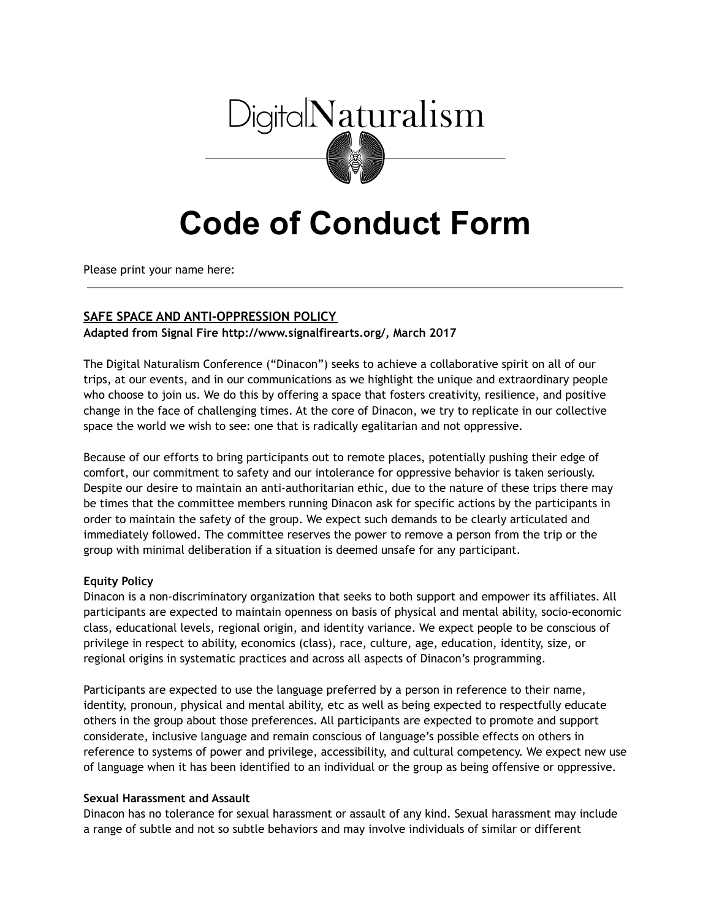Digital Naturalism

# Code of Conduct Form

Please print your name here:

---

## SAFE SPACE AND ANTI-OPPRESSION POLICY

**Adapted from Signal Fire http://www.signalfirearts.org/, March 2017**

The Digital Naturalism Conference ("Dinacon") seeks to achieve a collaborative spirit on all of our trips, at our events, and in our communications as we highlight the unique and extraordinary people who choose to join us. We do this by offering a space that fosters creativity, resilience, and positive change in the face of challenging times. At the core of Dinacon, we try to replicate in our collective space the world we wish to see: one that is radically egalitarian and not oppressive.

Because of our efforts to bring participants out to remote places, potentially pushing their edge of comfort, our commitment to safety and our intolerance for oppressive behavior is taken seriously. Despite our desire to maintain an anti-authoritarian ethic, due to the nature of these trips there may be times that the committee members running Dinacon ask for specific actions by the participants in order to maintain the safety of the group. We expect such demands to be clearly articulated and immediately followed. The committee reserves the power to remove a person from the trip or the group with minimal deliberation if a situation is deemed unsafe for any participant.

**Equity Policy**

Dinacon is a non-discriminatory organization that seeks to both support and empower its affiliates. All participants are expected to maintain openness on basis of physical and mental ability, socio-economic class, educational levels, regional origin, and identity variance. We expect people to be conscious of privilege in respect to ability, economics (class), race, culture, age, education, identity, size, or regional origins in systematic practices and across all aspects of Dinacon's programming.

Participants are expected to use the language preferred by a person in reference to their name, identity, pronoun, physical and mental ability, etc as well as being expected to respectfully educate others in the group about those preferences. All participants are expected to promote and support considerate, inclusive language and remain conscious of language's possible effects on others in reference to systems of power and privilege, accessibility, and cultural competency. We expect new use of language when it has been identified to an individual or the group as being offensive or oppressive.

**Sexual Harassment and Assault**

Dinacon has no tolerance for sexual harassment or assault of any kind. Sexual harassment may include a range of subtle and not so subtle behaviors and may involve individuals of similar or different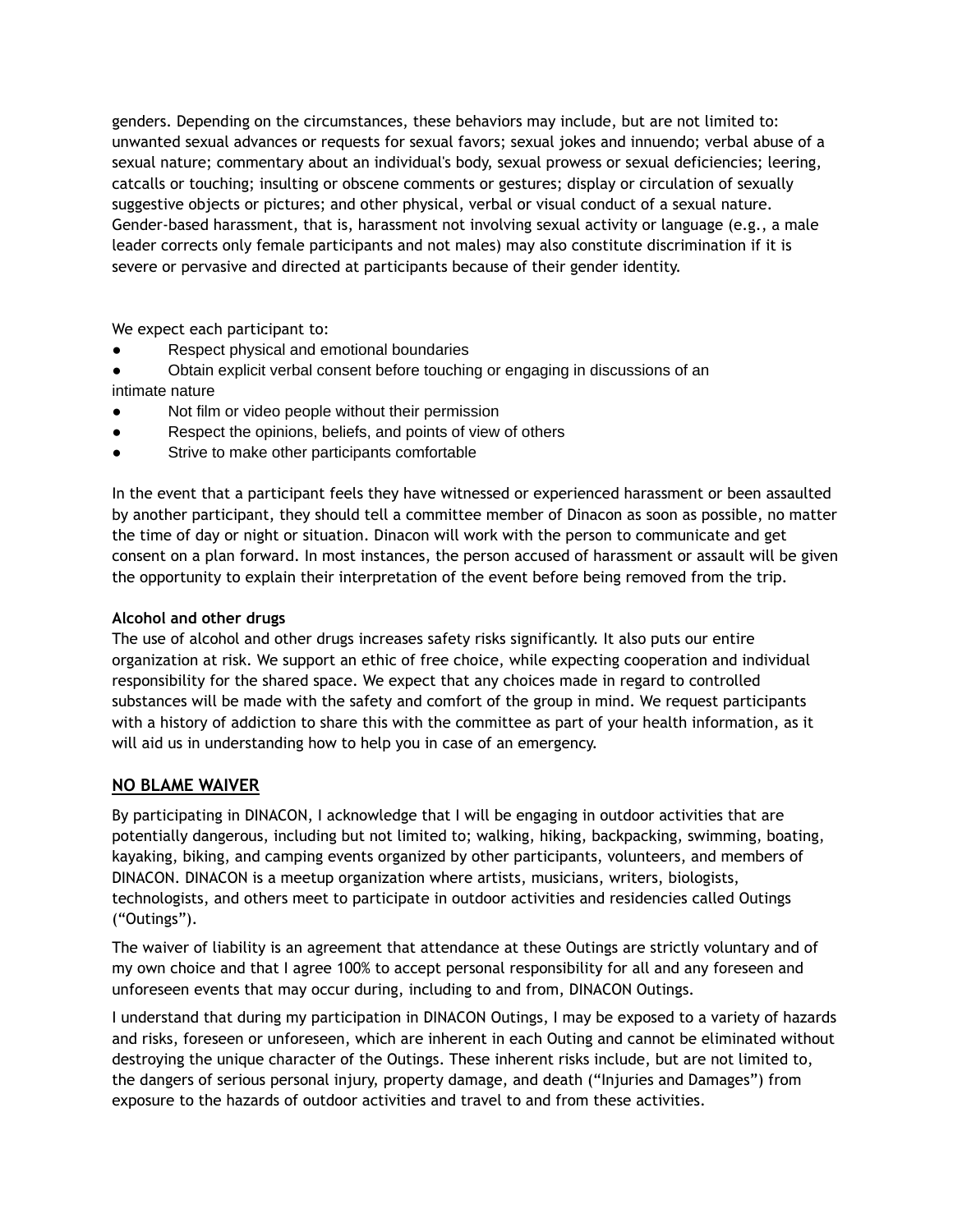genders. Depending on the circumstances, these behaviors may include, but are not limited to: unwanted sexual advances or requests for sexual favors; sexual jokes and innuendo; verbal abuse of a sexual nature; commentary about an individual's body, sexual prowess or sexual deficiencies; leering, catcalls or touching; insulting or obscene comments or gestures; display or circulation of sexually suggestive objects or pictures; and other physical, verbal or visual conduct of a sexual nature. Gender-based harassment, that is, harassment not involving sexual activity or language (e.g., a male leader corrects only female participants and not males) may also constitute discrimination if it is severe or pervasive and directed at participants because of their gender identity.

We expect each participant to:

- Respect physical and emotional boundaries
- Obtain explicit verbal consent before touching or engaging in discussions of an intimate nature
- Not film or video people without their permission
- Respect the opinions, beliefs, and points of view of others
- Strive to make other participants comfortable

In the event that a participant feels they have witnessed or experienced harassment or been assaulted by another participant, they should tell a committee member of Dinacon as soon as possible, no matter the time of day or night or situation. Dinacon will work with the person to communicate and get consent on a plan forward. In most instances, the person accused of harassment or assault will be given the opportunity to explain their interpretation of the event before being removed from the trip.

**Alcohol and other drugs**

The use of alcohol and other drugs increases safety risks significantly. It also puts our entire organization at risk. We support an ethic of free choice, while expecting cooperation and individual responsibility for the shared space. We expect that any choices made in regard to controlled substances will be made with the safety and comfort of the group in mind. We request participants with a history of addiction to share this with the committee as part of your health information, as it will aid us in understanding how to help you in case of an emergency.

## NO BLAME WAIVER

By participating in DINACON, I acknowledge that I will be engaging in outdoor activities that are potentially dangerous, including but not limited to; walking, hiking, backpacking, swimming, boating, kayaking, biking, and camping events organized by other participants, volunteers, and members of DINACON. DINACON is a meetup organization where artists, musicians, writers, biologists, technologists, and others meet to participate in outdoor activities and residencies called Outings ("Outings").

The waiver of liability is an agreement that attendance at these Outings are strictly voluntary and of my own choice and that I agree 100% to accept personal responsibility for all and any foreseen and unforeseen events that may occur during, including to and from, DINACON Outings.

I understand that during my participation in DINACON Outings, I may be exposed to a variety of hazards and risks, foreseen or unforeseen, which are inherent in each Outing and cannot be eliminated without destroying the unique character of the Outings. These inherent risks include, but are not limited to, the dangers of serious personal injury, property damage, and death ("Injuries and Damages") from exposure to the hazards of outdoor activities and travel to and from these activities.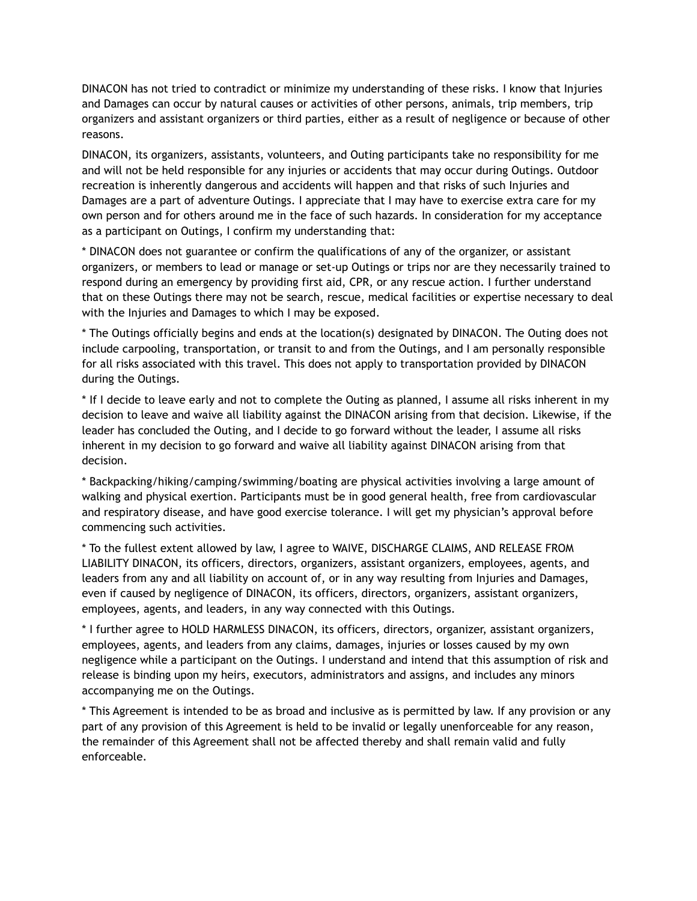DINACON has not tried to contradict or minimize my understanding of these risks. I know that Injuries and Damages can occur by natural causes or activities of other persons, animals, trip members, trip organizers and assistant organizers or third parties, either as a result of negligence or because of other reasons.

DINACON, its organizers, assistants, volunteers, and Outing participants take no responsibility for me and will not be held responsible for any injuries or accidents that may occur during Outings. Outdoor recreation is inherently dangerous and accidents will happen and that risks of such Injuries and Damages are a part of adventure Outings. I appreciate that I may have to exercise extra care for my own person and for others around me in the face of such hazards. In consideration for my acceptance as a participant on Outings, I confirm my understanding that:

* DINACON does not guarantee or confirm the qualifications of any of the organizer, or assistant organizers, or members to lead or manage or set-up Outings or trips nor are they necessarily trained to respond during an emergency by providing first aid, CPR, or any rescue action. I further understand that on these Outings there may not be search, rescue, medical facilities or expertise necessary to deal with the Injuries and Damages to which I may be exposed.

* The Outings officially begins and ends at the location(s) designated by DINACON. The Outing does not include carpooling, transportation, or transit to and from the Outings, and I am personally responsible for all risks associated with this travel. This does not apply to transportation provided by DINACON during the Outings.

* If I decide to leave early and not to complete the Outing as planned, I assume all risks inherent in my decision to leave and waive all liability against the DINACON arising from that decision. Likewise, if the leader has concluded the Outing, and I decide to go forward without the leader, I assume all risks inherent in my decision to go forward and waive all liability against DINACON arising from that decision.

* Backpacking/hiking/camping/swimming/boating are physical activities involving a large amount of walking and physical exertion. Participants must be in good general health, free from cardiovascular and respiratory disease, and have good exercise tolerance. I will get my physician's approval before commencing such activities.

* To the fullest extent allowed by law, I agree to WAIVE, DISCHARGE CLAIMS, AND RELEASE FROM LIABILITY DINACON, its officers, directors, organizers, assistant organizers, employees, agents, and leaders from any and all liability on account of, or in any way resulting from Injuries and Damages, even if caused by negligence of DINACON, its officers, directors, organizers, assistant organizers, employees, agents, and leaders, in any way connected with this Outings.

* I further agree to HOLD HARMLESS DINACON, its officers, directors, organizer, assistant organizers, employees, agents, and leaders from any claims, damages, injuries or losses caused by my own negligence while a participant on the Outings. I understand and intend that this assumption of risk and release is binding upon my heirs, executors, administrators and assigns, and includes any minors accompanying me on the Outings.

* This Agreement is intended to be as broad and inclusive as is permitted by law. If any provision or any part of any provision of this Agreement is held to be invalid or legally unenforceable for any reason, the remainder of this Agreement shall not be affected thereby and shall remain valid and fully enforceable.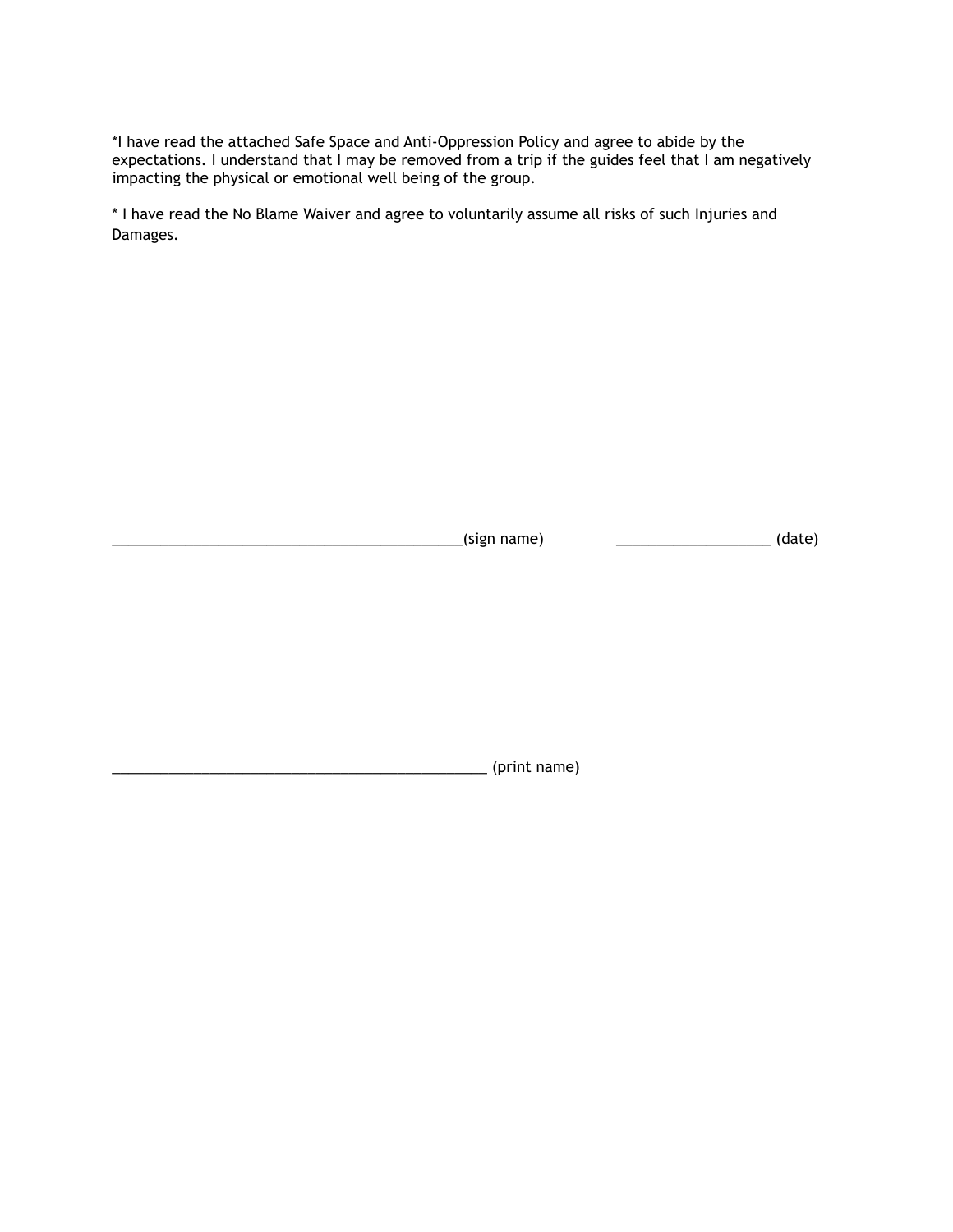*I have read the attached Safe Space and Anti-Oppression Policy and agree to abide by the expectations. I understand that I may be removed from a trip if the guides feel that I am negatively impacting the physical or emotional well being of the group.

* I have read the No Blame Waiver and agree to voluntarily assume all risks of such Injuries and Damages.

_____________________________________________(sign name) ___________________ (date)

________________________________________________ (print name)